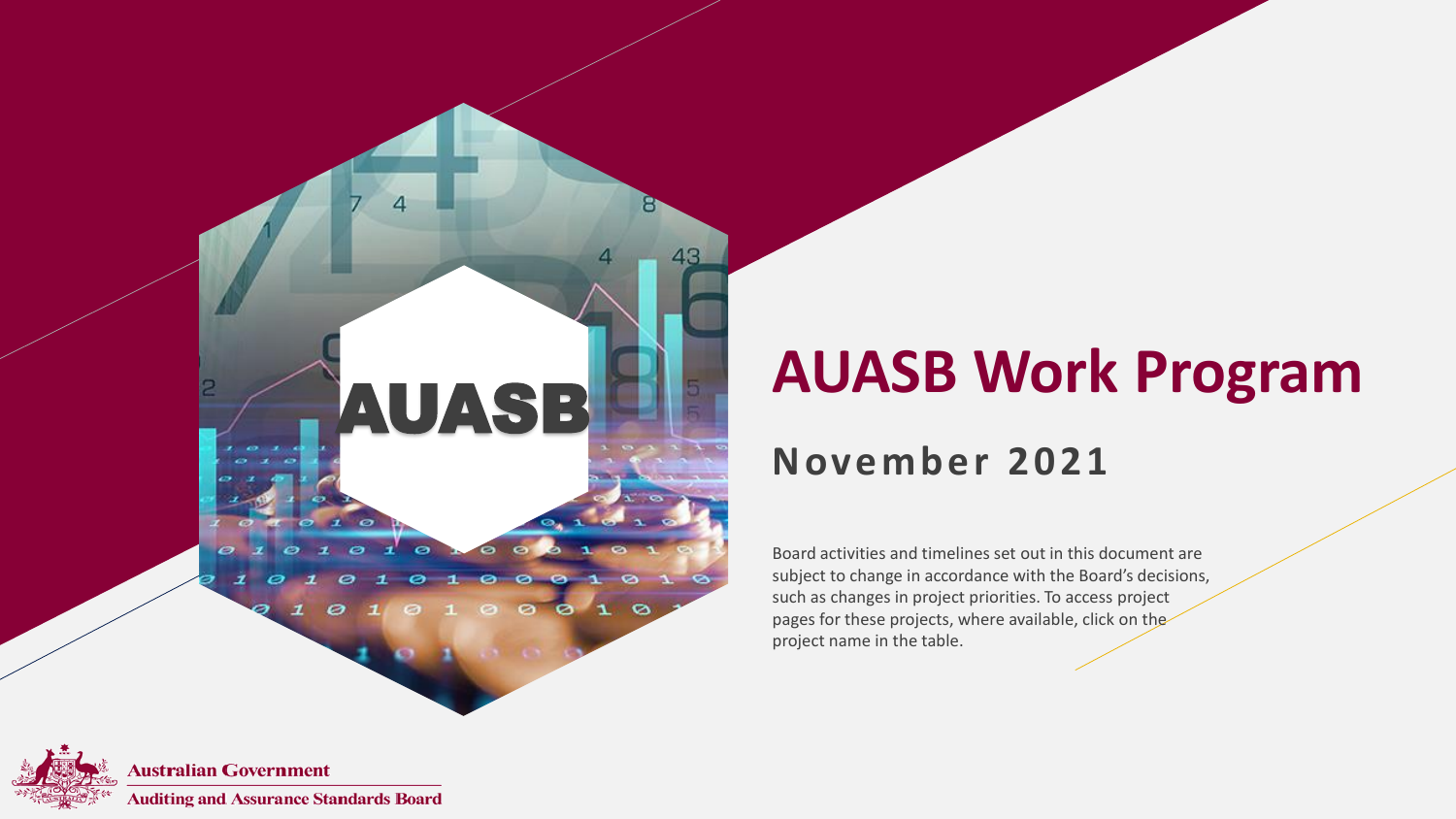# AUASB Work Program

## November 2021

Board activities and timelines set out in this document are subject to change in accordance with the Board's decisions, such as changes in project priorities. To access project pages for these projects, where available, click on the project name in the table.

Australian Government

Auditing and Assurance Standards Board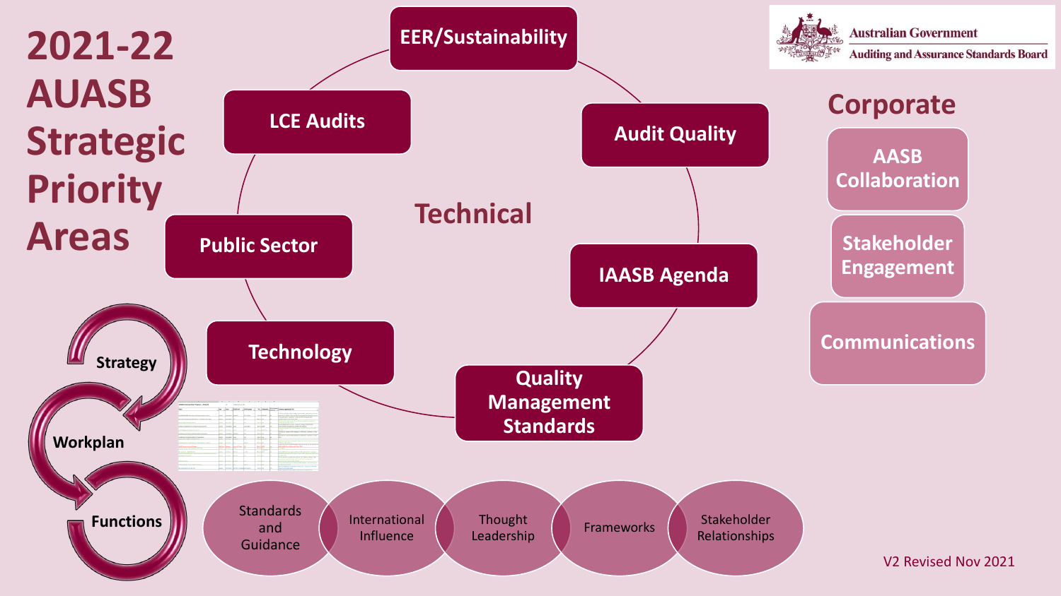# 2021-22 AUASB Strategic Priority Areas

Australian Government
Auditing and Assurance Standards Board

## Technical

- EER/Sustainability
- Audit Quality
- IAASB Agenda
- Quality Management Standards
- Technology
- Public Sector
- LCE Audits

## Corporate

- AASB Collaboration
- Stakeholder Engagement
- Communications

Strategy → Workplan → Functions

- Standards and Guidance
- International Influence
- Thought Leadership
- Frameworks
- Stakeholder Relationships

V2 Revised Nov 2021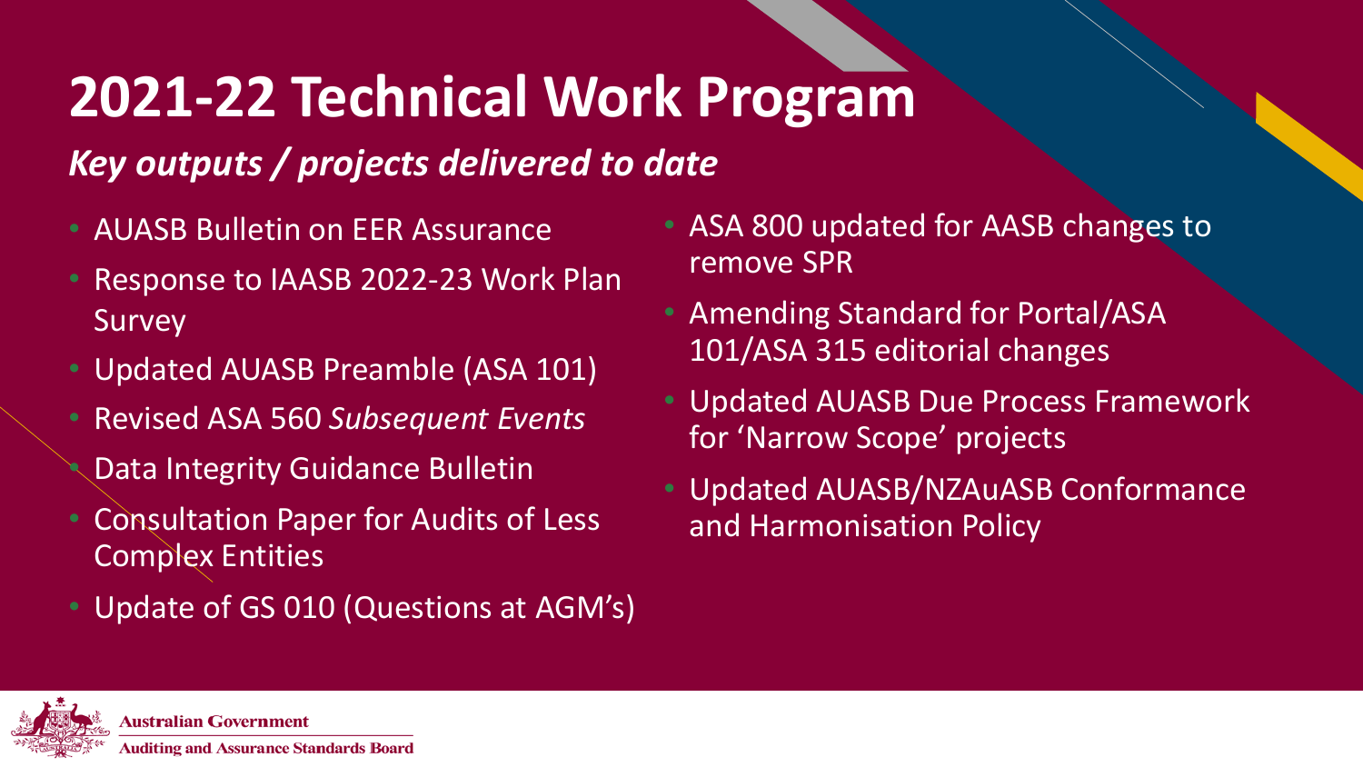# 2021-22 Technical Work Program

## *Key outputs / projects delivered to date*

- AUASB Bulletin on EER Assurance
- Response to IAASB 2022-23 Work Plan Survey
- Updated AUASB Preamble (ASA 101)
- Revised ASA 560 *Subsequent Events*
- Data Integrity Guidance Bulletin
- Consultation Paper for Audits of Less Complex Entities
- Update of GS 010 (Questions at AGM's)
- ASA 800 updated for AASB changes to remove SPR
- Amending Standard for Portal/ASA 101/ASA 315 editorial changes
- Updated AUASB Due Process Framework for 'Narrow Scope' projects
- Updated AUASB/NZAuASB Conformance and Harmonisation Policy

Australian Government

Auditing and Assurance Standards Board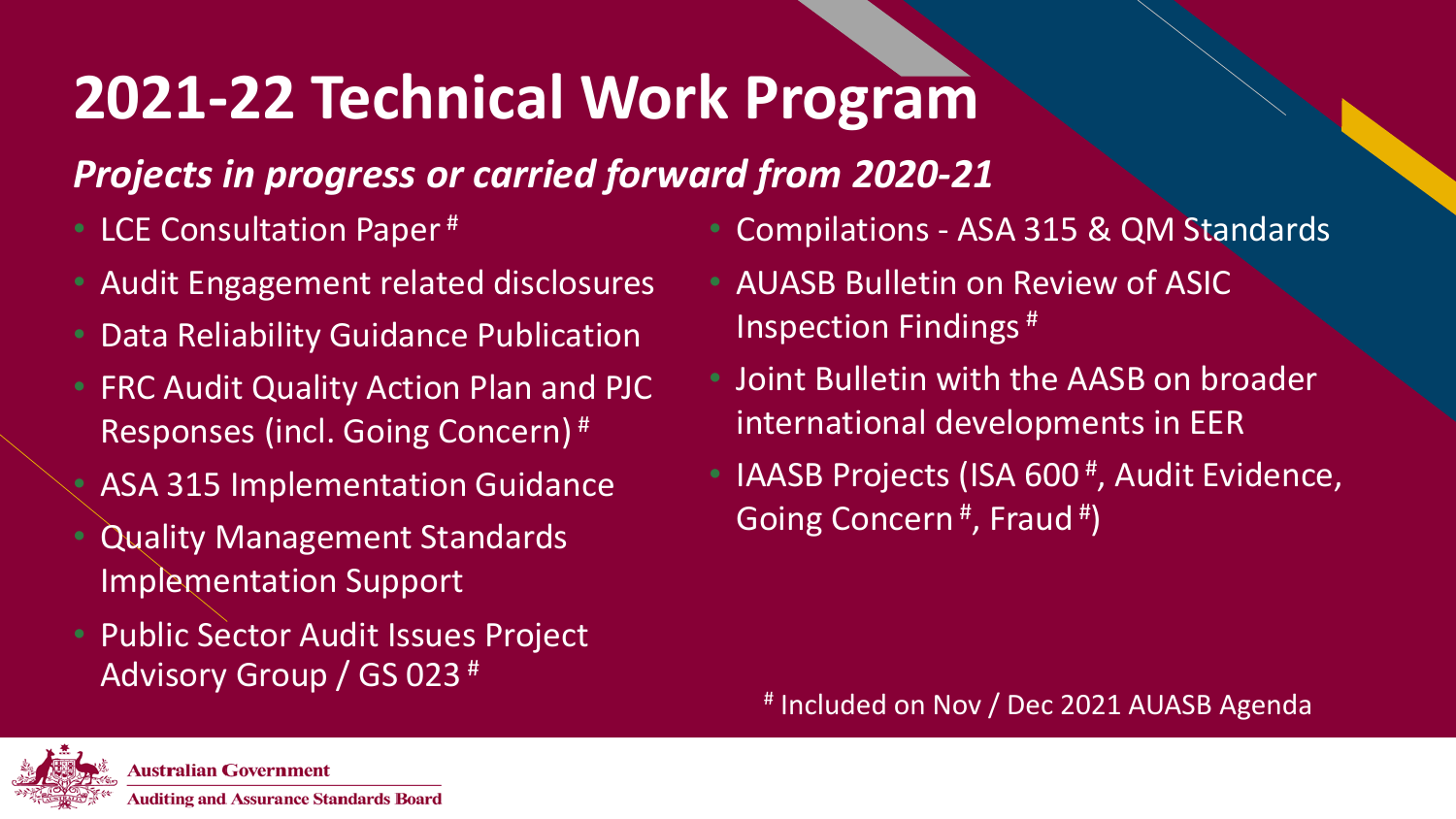# 2021-22 Technical Work Program

## *Projects in progress or carried forward from 2020-21*

- LCE Consultation Paper #
- Audit Engagement related disclosures
- Data Reliability Guidance Publication
- FRC Audit Quality Action Plan and PJC Responses (incl. Going Concern) #
- ASA 315 Implementation Guidance
- Quality Management Standards Implementation Support
- Public Sector Audit Issues Project Advisory Group / GS 023 #
- Compilations - ASA 315 & QM Standards
- AUASB Bulletin on Review of ASIC Inspection Findings #
- Joint Bulletin with the AASB on broader international developments in EER
- IAASB Projects (ISA 600 #, Audit Evidence, Going Concern #, Fraud #)

# Included on Nov / Dec 2021 AUASB Agenda

Australian Government
Auditing and Assurance Standards Board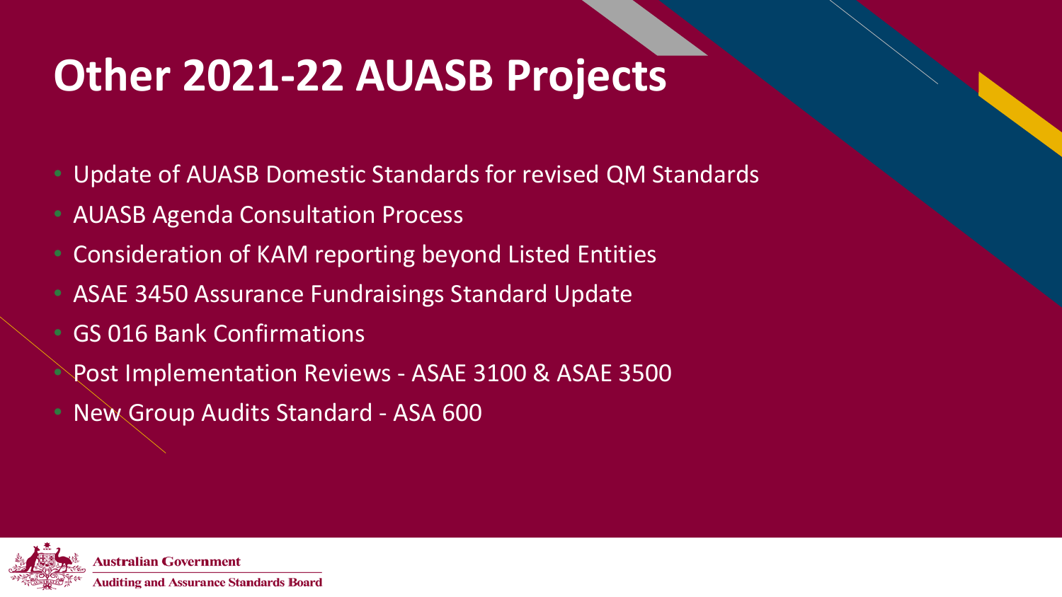# Other 2021-22 AUASB Projects

- Update of AUASB Domestic Standards for revised QM Standards
- AUASB Agenda Consultation Process
- Consideration of KAM reporting beyond Listed Entities
- ASAE 3450 Assurance Fundraisings Standard Update
- GS 016 Bank Confirmations
- Post Implementation Reviews - ASAE 3100 & ASAE 3500
- New Group Audits Standard - ASA 600

Australian Government

Auditing and Assurance Standards Board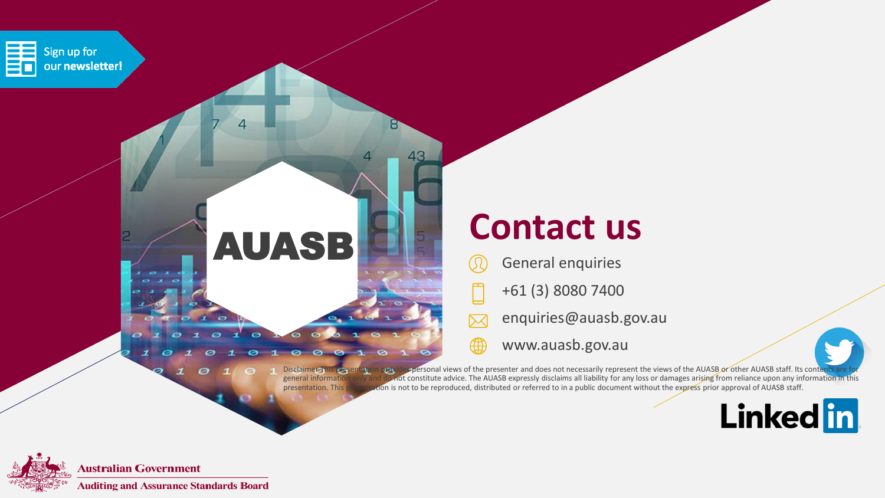Sign up for our **newsletter!**

AUASB

# Contact us

- General enquiries
- +61 (3) 8080 7400
- enquiries@auasb.gov.au
- www.auasb.gov.au

Disclaimer: This presentation provides personal views of the presenter and does not necessarily represent the views of the AUASB or other AUASB staff. Its contents are for general information only and do not constitute advice. The AUASB expressly disclaims all liability for any loss or damages arising from reliance upon any information in this presentation. This presentation is not to be reproduced, distributed or referred to in a public document without the express prior approval of AUASB staff.

LinkedIn

Australian Government

Auditing and Assurance Standards Board